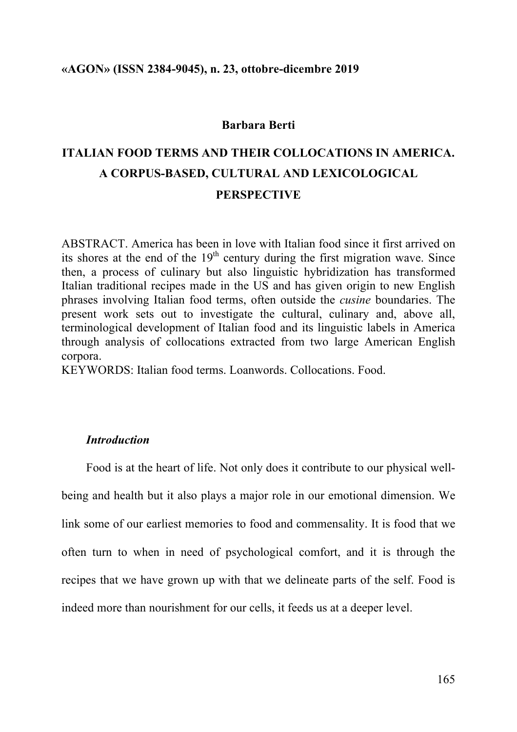**«AGON» (ISSN 2384-9045), n. 23, ottobre-dicembre 2019**

**Barbara Berti**

# ITALIAN FOOD TERMS AND THEIR COLLOCATIONS IN AMERICA. A CORPUS-BASED, CULTURAL AND LEXICOLOGICAL PERSPECTIVE

ABSTRACT. America has been in love with Italian food since it first arrived on its shores at the end of the 19th century during the first migration wave. Since then, a process of culinary but also linguistic hybridization has transformed Italian traditional recipes made in the US and has given origin to new English phrases involving Italian food terms, often outside the *cusine* boundaries. The present work sets out to investigate the cultural, culinary and, above all, terminological development of Italian food and its linguistic labels in America through analysis of collocations extracted from two large American English corpora.
KEYWORDS: Italian food terms. Loanwords. Collocations. Food.

## *Introduction*

Food is at the heart of life. Not only does it contribute to our physical well-being and health but it also plays a major role in our emotional dimension. We link some of our earliest memories to food and commensality. It is food that we often turn to when in need of psychological comfort, and it is through the recipes that we have grown up with that we delineate parts of the self. Food is indeed more than nourishment for our cells, it feeds us at a deeper level.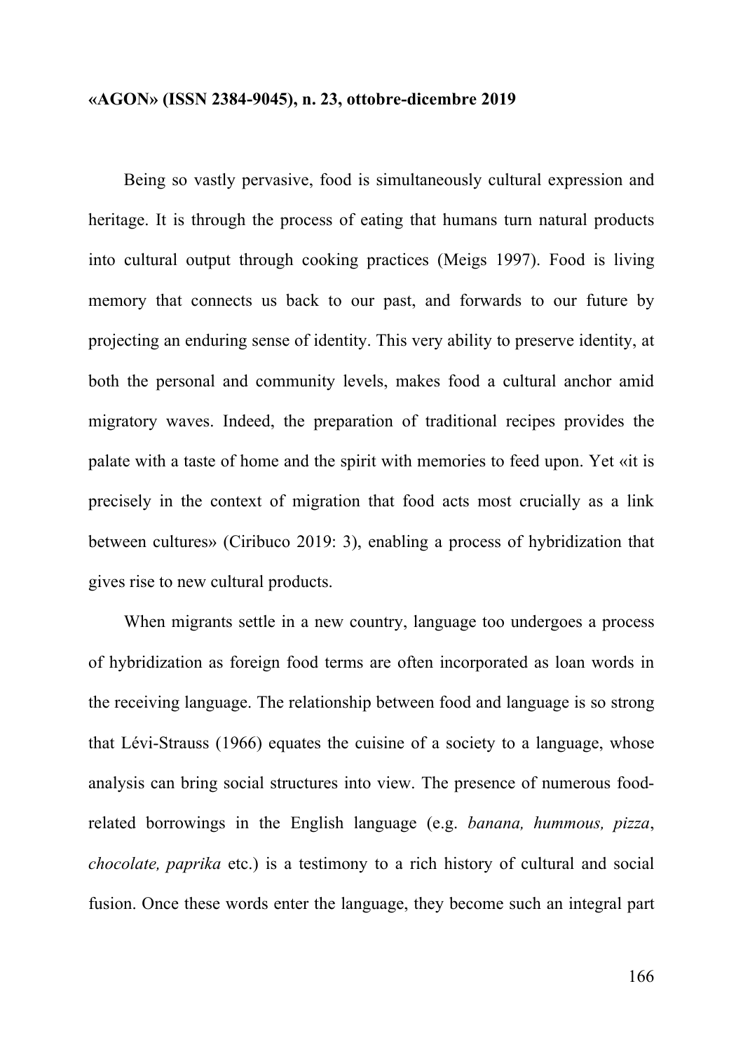Being so vastly pervasive, food is simultaneously cultural expression and heritage. It is through the process of eating that humans turn natural products into cultural output through cooking practices (Meigs 1997). Food is living memory that connects us back to our past, and forwards to our future by projecting an enduring sense of identity. This very ability to preserve identity, at both the personal and community levels, makes food a cultural anchor amid migratory waves. Indeed, the preparation of traditional recipes provides the palate with a taste of home and the spirit with memories to feed upon. Yet «it is precisely in the context of migration that food acts most crucially as a link between cultures» (Ciribuco 2019: 3), enabling a process of hybridization that gives rise to new cultural products.

When migrants settle in a new country, language too undergoes a process of hybridization as foreign food terms are often incorporated as loan words in the receiving language. The relationship between food and language is so strong that Lévi-Strauss (1966) equates the cuisine of a society to a language, whose analysis can bring social structures into view. The presence of numerous food-related borrowings in the English language (e.g. *banana, hummous, pizza*, *chocolate, paprika* etc.) is a testimony to a rich history of cultural and social fusion. Once these words enter the language, they become such an integral part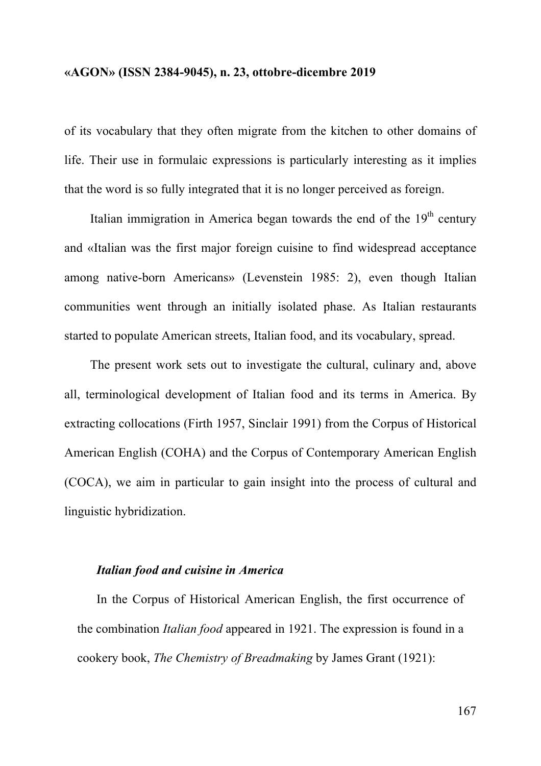of its vocabulary that they often migrate from the kitchen to other domains of life. Their use in formulaic expressions is particularly interesting as it implies that the word is so fully integrated that it is no longer perceived as foreign.

Italian immigration in America began towards the end of the 19th century and «Italian was the first major foreign cuisine to find widespread acceptance among native-born Americans» (Levenstein 1985: 2), even though Italian communities went through an initially isolated phase. As Italian restaurants started to populate American streets, Italian food, and its vocabulary, spread.

The present work sets out to investigate the cultural, culinary and, above all, terminological development of Italian food and its terms in America. By extracting collocations (Firth 1957, Sinclair 1991) from the Corpus of Historical American English (COHA) and the Corpus of Contemporary American English (COCA), we aim in particular to gain insight into the process of cultural and linguistic hybridization.

### *Italian food and cuisine in America*

In the Corpus of Historical American English, the first occurrence of the combination *Italian food* appeared in 1921. The expression is found in a cookery book, *The Chemistry of Breadmaking* by James Grant (1921):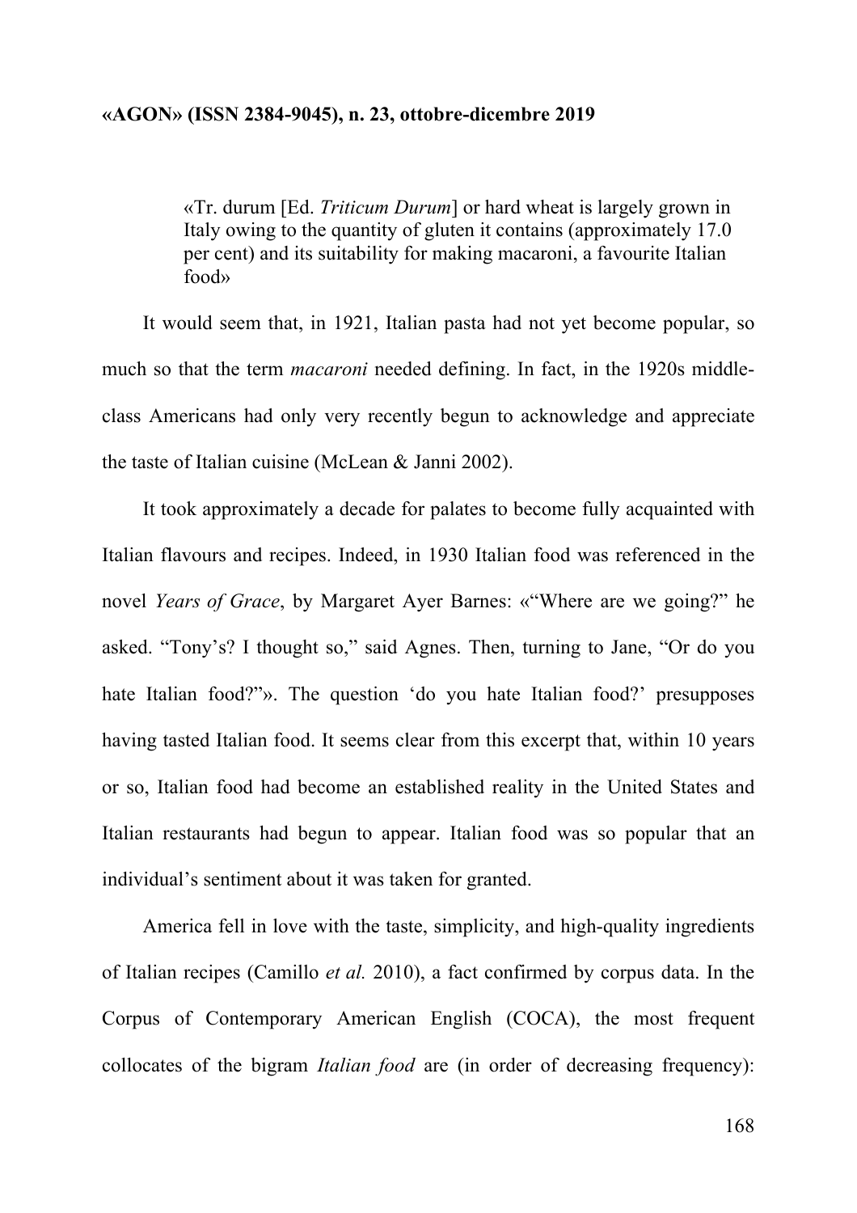> «Tr. durum [Ed. *Triticum Durum*] or hard wheat is largely grown in Italy owing to the quantity of gluten it contains (approximately 17.0 per cent) and its suitability for making macaroni, a favourite Italian food»

It would seem that, in 1921, Italian pasta had not yet become popular, so much so that the term *macaroni* needed defining. In fact, in the 1920s middle-class Americans had only very recently begun to acknowledge and appreciate the taste of Italian cuisine (McLean & Janni 2002).

It took approximately a decade for palates to become fully acquainted with Italian flavours and recipes. Indeed, in 1930 Italian food was referenced in the novel *Years of Grace*, by Margaret Ayer Barnes: «"Where are we going?" he asked. "Tony's? I thought so," said Agnes. Then, turning to Jane, "Or do you hate Italian food?"». The question 'do you hate Italian food?' presupposes having tasted Italian food. It seems clear from this excerpt that, within 10 years or so, Italian food had become an established reality in the United States and Italian restaurants had begun to appear. Italian food was so popular that an individual's sentiment about it was taken for granted.

America fell in love with the taste, simplicity, and high-quality ingredients of Italian recipes (Camillo *et al.* 2010), a fact confirmed by corpus data. In the Corpus of Contemporary American English (COCA), the most frequent collocates of the bigram *Italian food* are (in order of decreasing frequency):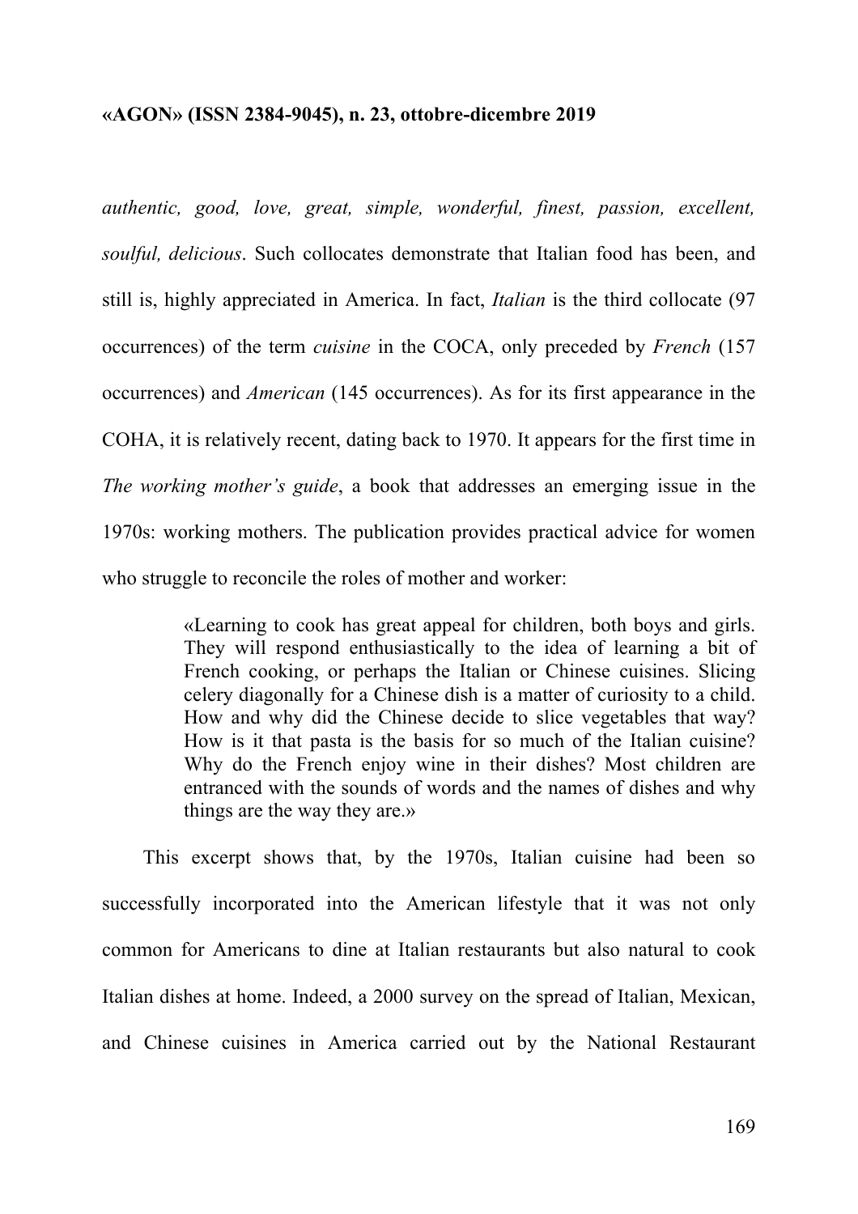*authentic, good, love, great, simple, wonderful, finest, passion, excellent, soulful, delicious*. Such collocates demonstrate that Italian food has been, and still is, highly appreciated in America. In fact, *Italian* is the third collocate (97 occurrences) of the term *cuisine* in the COCA, only preceded by *French* (157 occurrences) and *American* (145 occurrences). As for its first appearance in the COHA, it is relatively recent, dating back to 1970. It appears for the first time in *The working mother's guide*, a book that addresses an emerging issue in the 1970s: working mothers. The publication provides practical advice for women who struggle to reconcile the roles of mother and worker:

> «Learning to cook has great appeal for children, both boys and girls. They will respond enthusiastically to the idea of learning a bit of French cooking, or perhaps the Italian or Chinese cuisines. Slicing celery diagonally for a Chinese dish is a matter of curiosity to a child. How and why did the Chinese decide to slice vegetables that way? How is it that pasta is the basis for so much of the Italian cuisine? Why do the French enjoy wine in their dishes? Most children are entranced with the sounds of words and the names of dishes and why things are the way they are.»

This excerpt shows that, by the 1970s, Italian cuisine had been so successfully incorporated into the American lifestyle that it was not only common for Americans to dine at Italian restaurants but also natural to cook Italian dishes at home. Indeed, a 2000 survey on the spread of Italian, Mexican, and Chinese cuisines in America carried out by the National Restaurant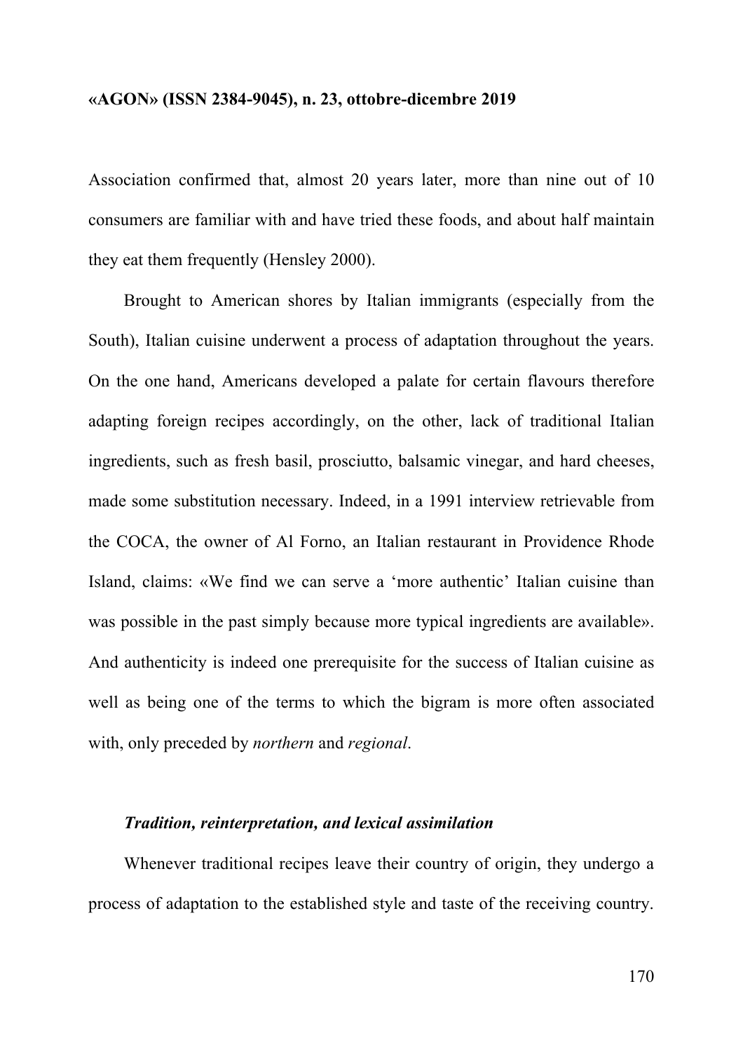Association confirmed that, almost 20 years later, more than nine out of 10 consumers are familiar with and have tried these foods, and about half maintain they eat them frequently (Hensley 2000).

Brought to American shores by Italian immigrants (especially from the South), Italian cuisine underwent a process of adaptation throughout the years. On the one hand, Americans developed a palate for certain flavours therefore adapting foreign recipes accordingly, on the other, lack of traditional Italian ingredients, such as fresh basil, prosciutto, balsamic vinegar, and hard cheeses, made some substitution necessary. Indeed, in a 1991 interview retrievable from the COCA, the owner of Al Forno, an Italian restaurant in Providence Rhode Island, claims: «We find we can serve a 'more authentic' Italian cuisine than was possible in the past simply because more typical ingredients are available». And authenticity is indeed one prerequisite for the success of Italian cuisine as well as being one of the terms to which the bigram is more often associated with, only preceded by *northern* and *regional*.

### ***Tradition, reinterpretation, and lexical assimilation***

Whenever traditional recipes leave their country of origin, they undergo a process of adaptation to the established style and taste of the receiving country.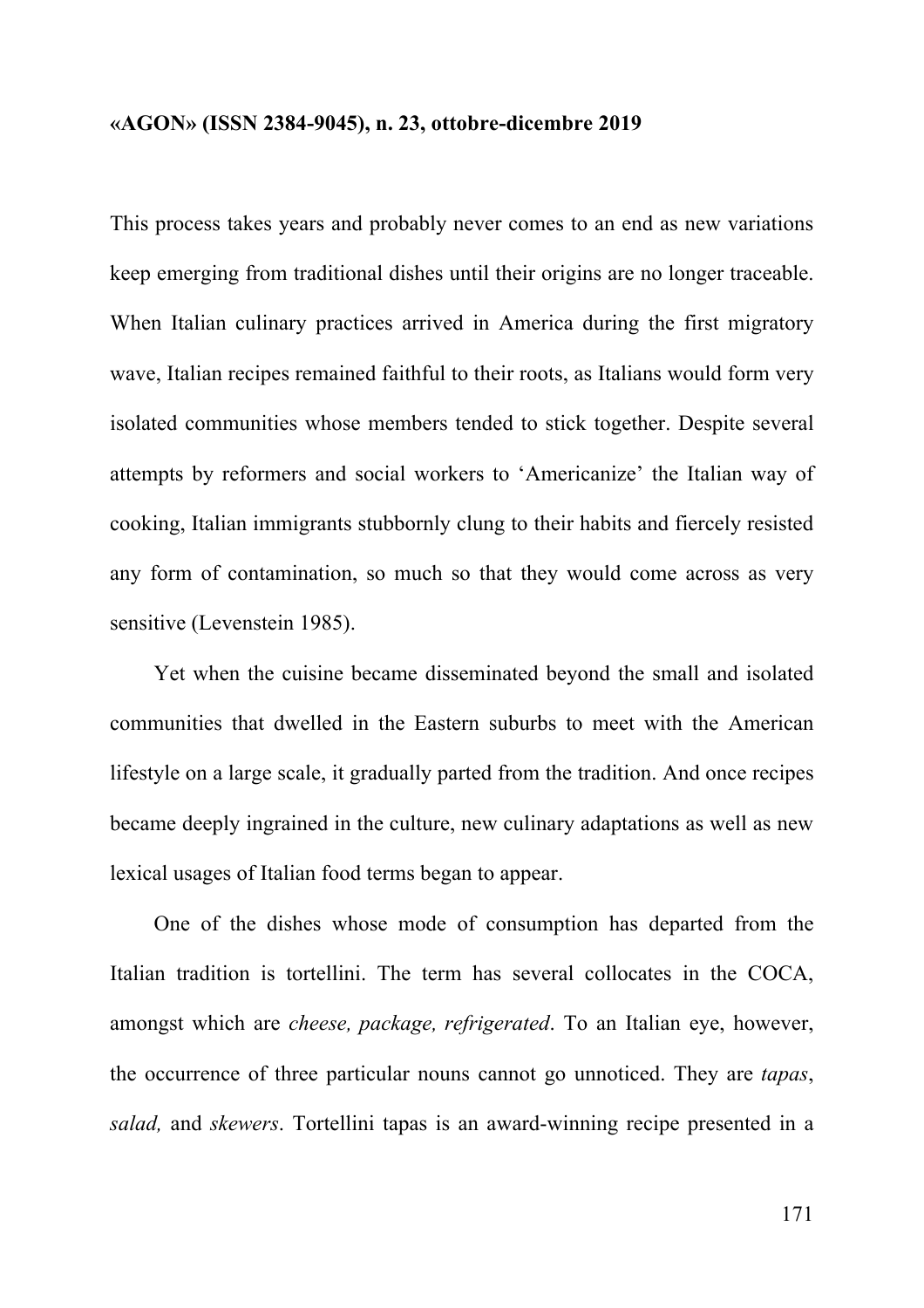This process takes years and probably never comes to an end as new variations keep emerging from traditional dishes until their origins are no longer traceable. When Italian culinary practices arrived in America during the first migratory wave, Italian recipes remained faithful to their roots, as Italians would form very isolated communities whose members tended to stick together. Despite several attempts by reformers and social workers to 'Americanize' the Italian way of cooking, Italian immigrants stubbornly clung to their habits and fiercely resisted any form of contamination, so much so that they would come across as very sensitive (Levenstein 1985).

Yet when the cuisine became disseminated beyond the small and isolated communities that dwelled in the Eastern suburbs to meet with the American lifestyle on a large scale, it gradually parted from the tradition. And once recipes became deeply ingrained in the culture, new culinary adaptations as well as new lexical usages of Italian food terms began to appear.

One of the dishes whose mode of consumption has departed from the Italian tradition is tortellini. The term has several collocates in the COCA, amongst which are *cheese, package, refrigerated*. To an Italian eye, however, the occurrence of three particular nouns cannot go unnoticed. They are *tapas*, *salad,* and *skewers*. Tortellini tapas is an award-winning recipe presented in a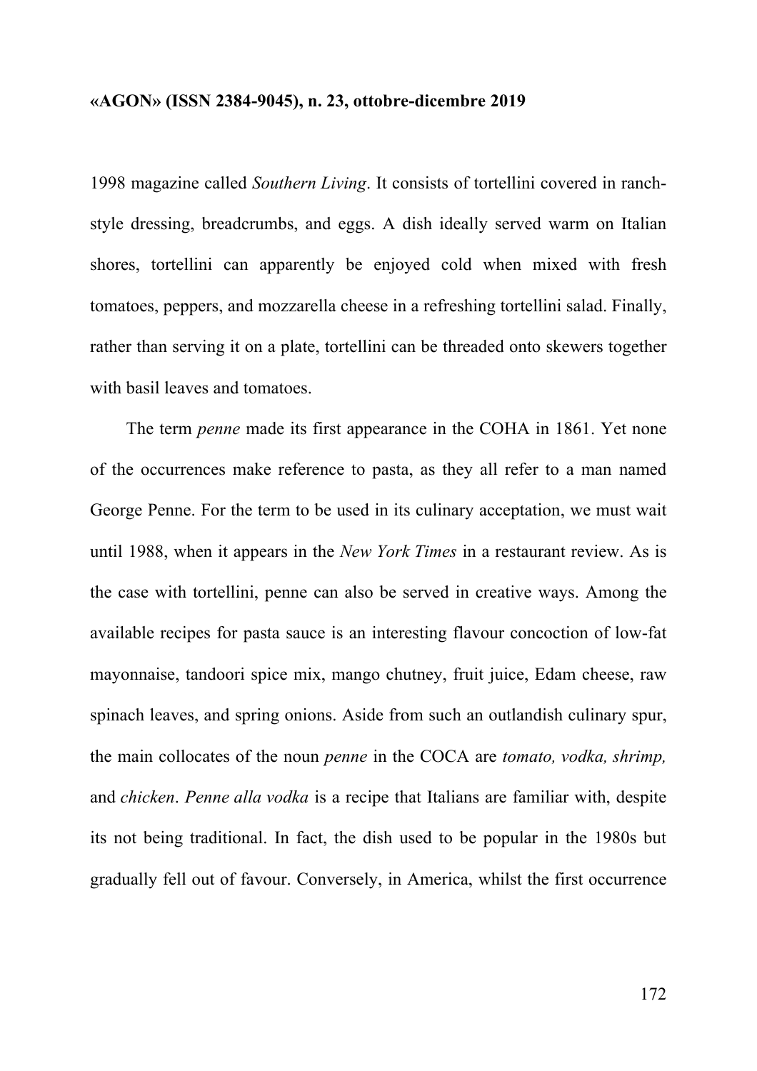1998 magazine called *Southern Living*. It consists of tortellini covered in ranch-style dressing, breadcrumbs, and eggs. A dish ideally served warm on Italian shores, tortellini can apparently be enjoyed cold when mixed with fresh tomatoes, peppers, and mozzarella cheese in a refreshing tortellini salad. Finally, rather than serving it on a plate, tortellini can be threaded onto skewers together with basil leaves and tomatoes.

The term *penne* made its first appearance in the COHA in 1861. Yet none of the occurrences make reference to pasta, as they all refer to a man named George Penne. For the term to be used in its culinary acceptation, we must wait until 1988, when it appears in the *New York Times* in a restaurant review. As is the case with tortellini, penne can also be served in creative ways. Among the available recipes for pasta sauce is an interesting flavour concoction of low-fat mayonnaise, tandoori spice mix, mango chutney, fruit juice, Edam cheese, raw spinach leaves, and spring onions. Aside from such an outlandish culinary spur, the main collocates of the noun *penne* in the COCA are *tomato, vodka, shrimp,* and *chicken*. *Penne alla vodka* is a recipe that Italians are familiar with, despite its not being traditional. In fact, the dish used to be popular in the 1980s but gradually fell out of favour. Conversely, in America, whilst the first occurrence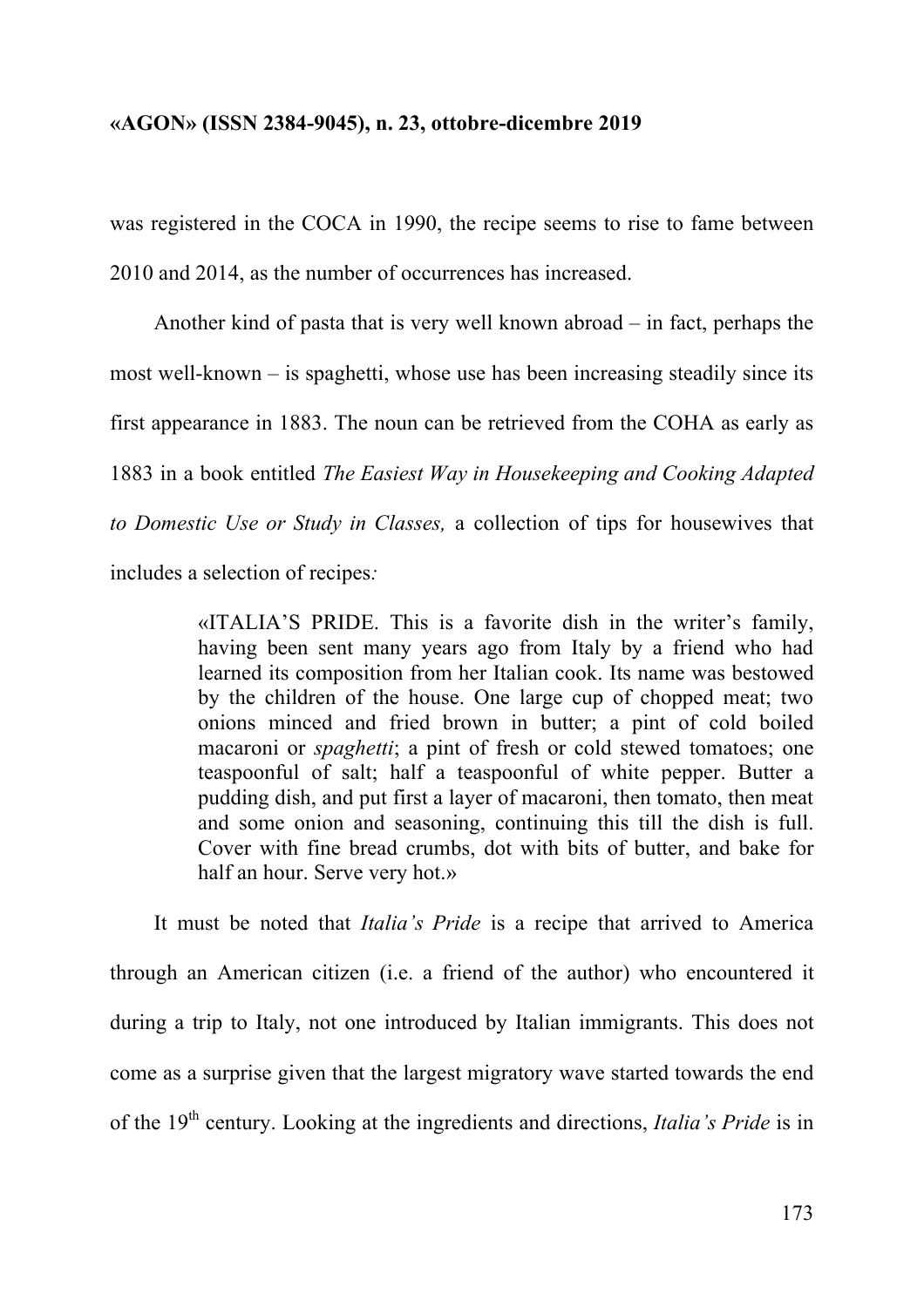was registered in the COCA in 1990, the recipe seems to rise to fame between 2010 and 2014, as the number of occurrences has increased.

Another kind of pasta that is very well known abroad – in fact, perhaps the most well-known – is spaghetti, whose use has been increasing steadily since its first appearance in 1883. The noun can be retrieved from the COHA as early as 1883 in a book entitled *The Easiest Way in Housekeeping and Cooking Adapted to Domestic Use or Study in Classes,* a collection of tips for housewives that includes a selection of recipes*:*

> «ITALIA'S PRIDE. This is a favorite dish in the writer's family, having been sent many years ago from Italy by a friend who had learned its composition from her Italian cook. Its name was bestowed by the children of the house. One large cup of chopped meat; two onions minced and fried brown in butter; a pint of cold boiled macaroni or *spaghetti*; a pint of fresh or cold stewed tomatoes; one teaspoonful of salt; half a teaspoonful of white pepper. Butter a pudding dish, and put first a layer of macaroni, then tomato, then meat and some onion and seasoning, continuing this till the dish is full. Cover with fine bread crumbs, dot with bits of butter, and bake for half an hour. Serve very hot.»

It must be noted that *Italia's Pride* is a recipe that arrived to America through an American citizen (i.e. a friend of the author) who encountered it during a trip to Italy, not one introduced by Italian immigrants. This does not come as a surprise given that the largest migratory wave started towards the end of the 19th century. Looking at the ingredients and directions, *Italia's Pride* is in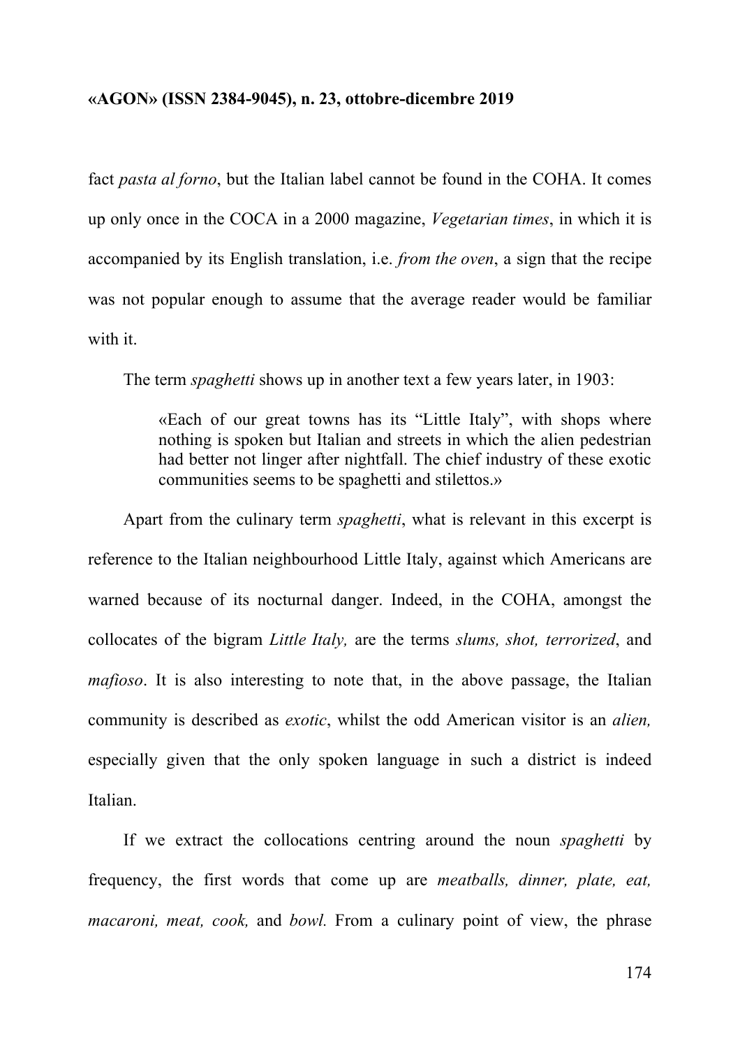fact *pasta al forno*, but the Italian label cannot be found in the COHA. It comes up only once in the COCA in a 2000 magazine, *Vegetarian times*, in which it is accompanied by its English translation, i.e. *from the oven*, a sign that the recipe was not popular enough to assume that the average reader would be familiar with it.

The term *spaghetti* shows up in another text a few years later, in 1903:

> «Each of our great towns has its "Little Italy", with shops where nothing is spoken but Italian and streets in which the alien pedestrian had better not linger after nightfall. The chief industry of these exotic communities seems to be spaghetti and stilettos.»

Apart from the culinary term *spaghetti*, what is relevant in this excerpt is reference to the Italian neighbourhood Little Italy, against which Americans are warned because of its nocturnal danger. Indeed, in the COHA, amongst the collocates of the bigram *Little Italy,* are the terms *slums, shot, terrorized*, and *mafioso*. It is also interesting to note that, in the above passage, the Italian community is described as *exotic*, whilst the odd American visitor is an *alien,* especially given that the only spoken language in such a district is indeed Italian.

If we extract the collocations centring around the noun *spaghetti* by frequency, the first words that come up are *meatballs, dinner, plate, eat, macaroni, meat, cook,* and *bowl.* From a culinary point of view, the phrase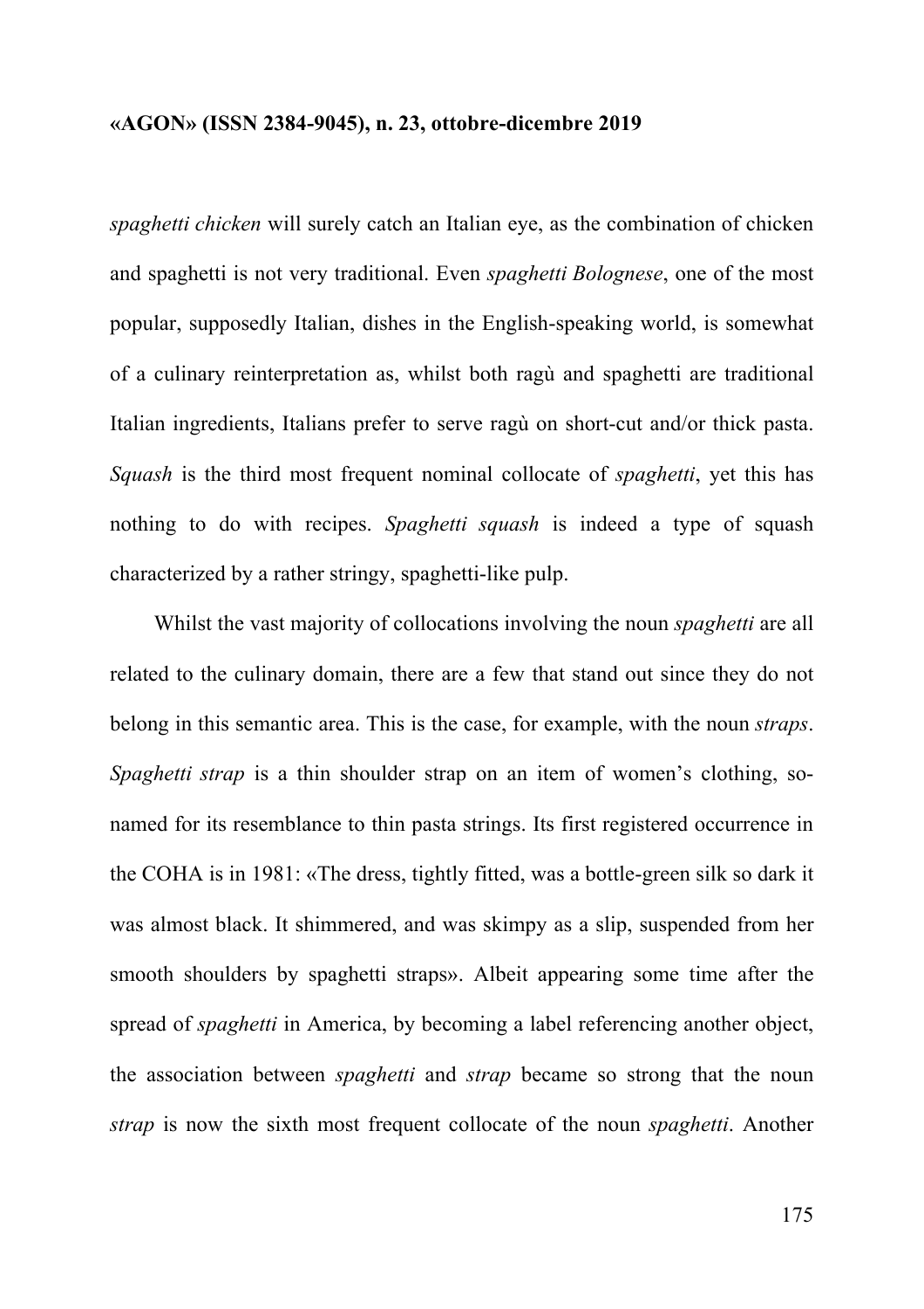*spaghetti chicken* will surely catch an Italian eye, as the combination of chicken and spaghetti is not very traditional. Even *spaghetti Bolognese*, one of the most popular, supposedly Italian, dishes in the English-speaking world, is somewhat of a culinary reinterpretation as, whilst both ragù and spaghetti are traditional Italian ingredients, Italians prefer to serve ragù on short-cut and/or thick pasta. *Squash* is the third most frequent nominal collocate of *spaghetti*, yet this has nothing to do with recipes. *Spaghetti squash* is indeed a type of squash characterized by a rather stringy, spaghetti-like pulp.

Whilst the vast majority of collocations involving the noun *spaghetti* are all related to the culinary domain, there are a few that stand out since they do not belong in this semantic area. This is the case, for example, with the noun *straps*. *Spaghetti strap* is a thin shoulder strap on an item of women's clothing, so-named for its resemblance to thin pasta strings. Its first registered occurrence in the COHA is in 1981: «The dress, tightly fitted, was a bottle-green silk so dark it was almost black. It shimmered, and was skimpy as a slip, suspended from her smooth shoulders by spaghetti straps». Albeit appearing some time after the spread of *spaghetti* in America, by becoming a label referencing another object, the association between *spaghetti* and *strap* became so strong that the noun *strap* is now the sixth most frequent collocate of the noun *spaghetti*. Another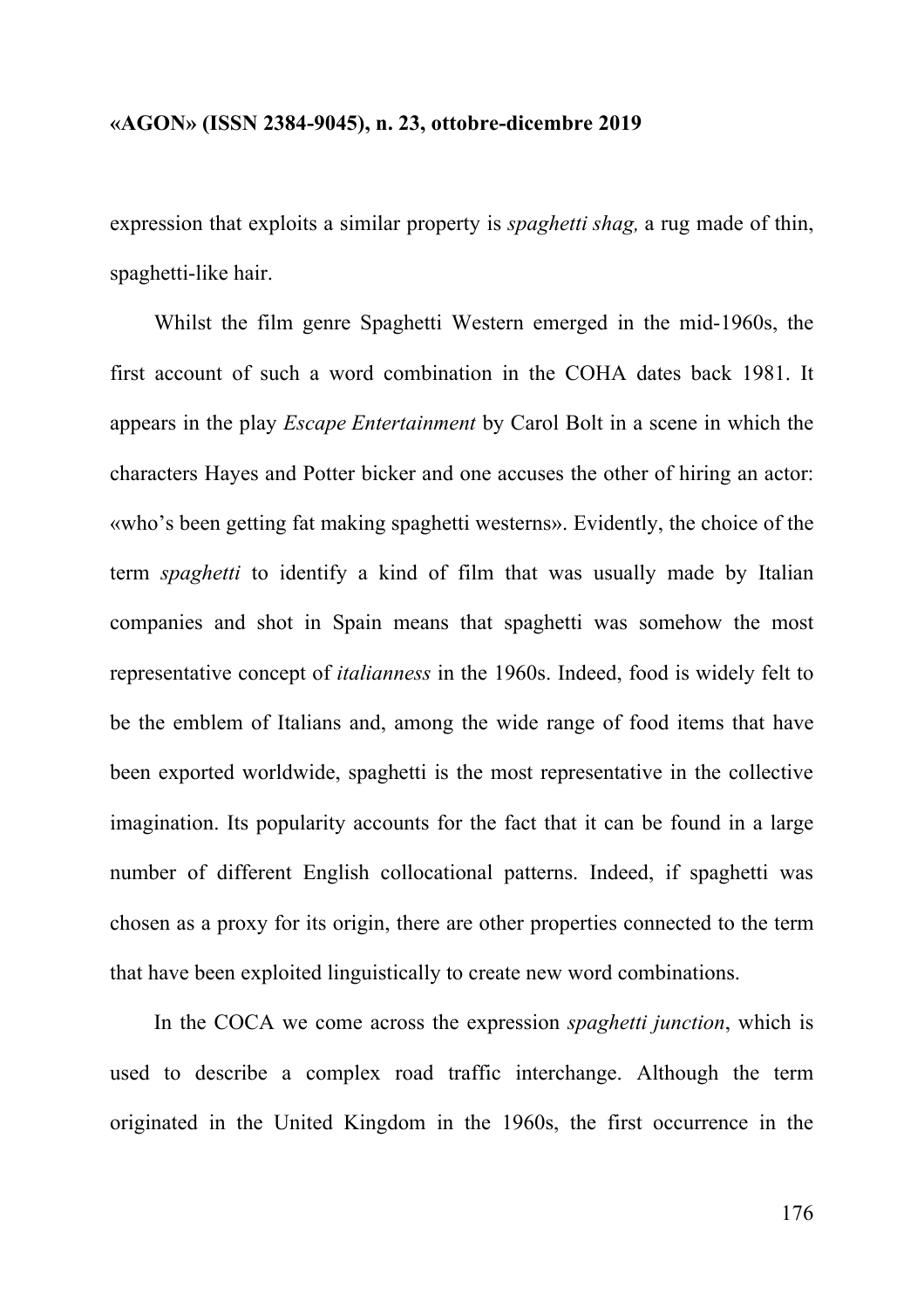expression that exploits a similar property is *spaghetti shag,* a rug made of thin, spaghetti-like hair.

Whilst the film genre Spaghetti Western emerged in the mid-1960s, the first account of such a word combination in the COHA dates back 1981. It appears in the play *Escape Entertainment* by Carol Bolt in a scene in which the characters Hayes and Potter bicker and one accuses the other of hiring an actor: «who's been getting fat making spaghetti westerns». Evidently, the choice of the term *spaghetti* to identify a kind of film that was usually made by Italian companies and shot in Spain means that spaghetti was somehow the most representative concept of *italianness* in the 1960s. Indeed, food is widely felt to be the emblem of Italians and, among the wide range of food items that have been exported worldwide, spaghetti is the most representative in the collective imagination. Its popularity accounts for the fact that it can be found in a large number of different English collocational patterns. Indeed, if spaghetti was chosen as a proxy for its origin, there are other properties connected to the term that have been exploited linguistically to create new word combinations.

In the COCA we come across the expression *spaghetti junction*, which is used to describe a complex road traffic interchange. Although the term originated in the United Kingdom in the 1960s, the first occurrence in the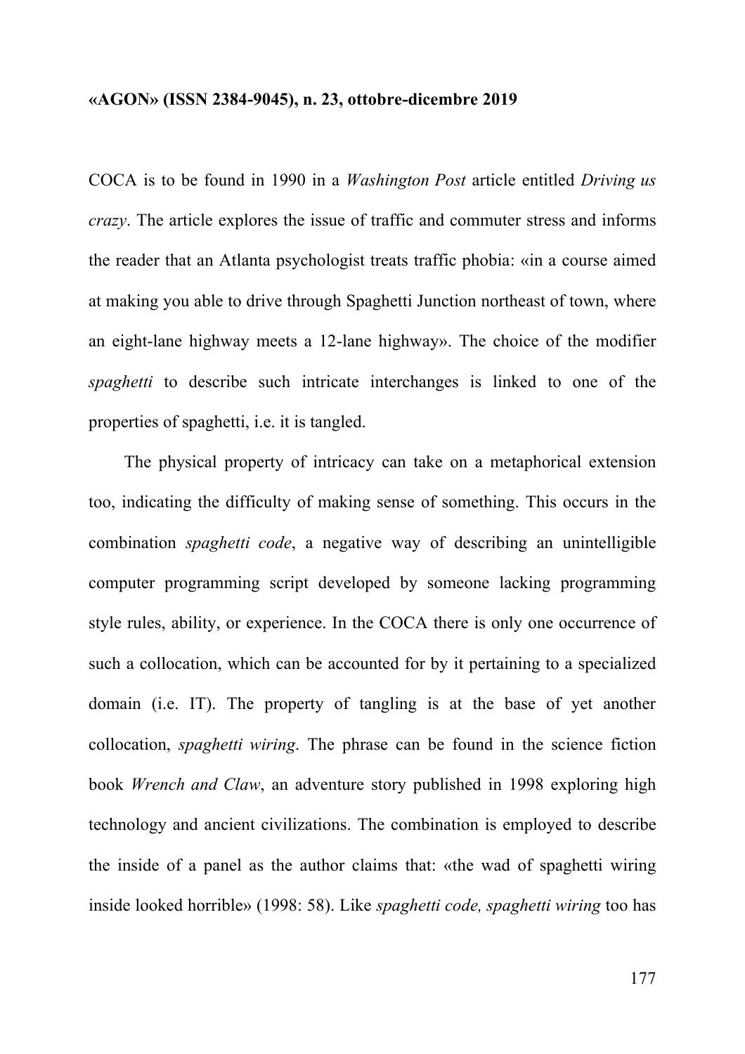COCA is to be found in 1990 in a *Washington Post* article entitled *Driving us crazy*. The article explores the issue of traffic and commuter stress and informs the reader that an Atlanta psychologist treats traffic phobia: «in a course aimed at making you able to drive through Spaghetti Junction northeast of town, where an eight-lane highway meets a 12-lane highway». The choice of the modifier *spaghetti* to describe such intricate interchanges is linked to one of the properties of spaghetti, i.e. it is tangled.

The physical property of intricacy can take on a metaphorical extension too, indicating the difficulty of making sense of something. This occurs in the combination *spaghetti code*, a negative way of describing an unintelligible computer programming script developed by someone lacking programming style rules, ability, or experience. In the COCA there is only one occurrence of such a collocation, which can be accounted for by it pertaining to a specialized domain (i.e. IT). The property of tangling is at the base of yet another collocation, *spaghetti wiring*. The phrase can be found in the science fiction book *Wrench and Claw*, an adventure story published in 1998 exploring high technology and ancient civilizations. The combination is employed to describe the inside of a panel as the author claims that: «the wad of spaghetti wiring inside looked horrible» (1998: 58). Like *spaghetti code, spaghetti wiring* too has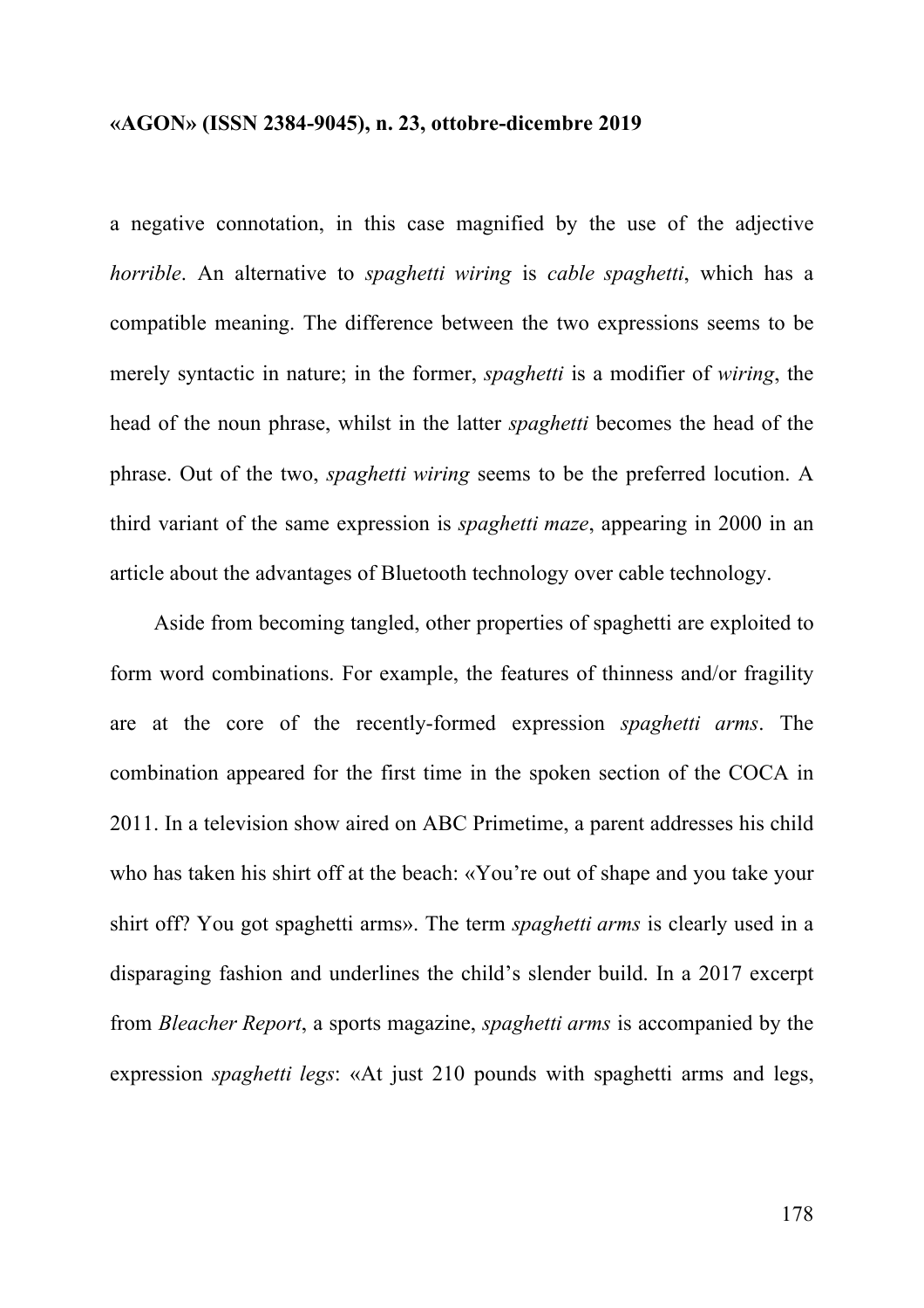a negative connotation, in this case magnified by the use of the adjective *horrible*. An alternative to *spaghetti wiring* is *cable spaghetti*, which has a compatible meaning. The difference between the two expressions seems to be merely syntactic in nature; in the former, *spaghetti* is a modifier of *wiring*, the head of the noun phrase, whilst in the latter *spaghetti* becomes the head of the phrase. Out of the two, *spaghetti wiring* seems to be the preferred locution. A third variant of the same expression is *spaghetti maze*, appearing in 2000 in an article about the advantages of Bluetooth technology over cable technology.

Aside from becoming tangled, other properties of spaghetti are exploited to form word combinations. For example, the features of thinness and/or fragility are at the core of the recently-formed expression *spaghetti arms*. The combination appeared for the first time in the spoken section of the COCA in 2011. In a television show aired on ABC Primetime, a parent addresses his child who has taken his shirt off at the beach: «You're out of shape and you take your shirt off? You got spaghetti arms». The term *spaghetti arms* is clearly used in a disparaging fashion and underlines the child's slender build. In a 2017 excerpt from *Bleacher Report*, a sports magazine, *spaghetti arms* is accompanied by the expression *spaghetti legs*: «At just 210 pounds with spaghetti arms and legs,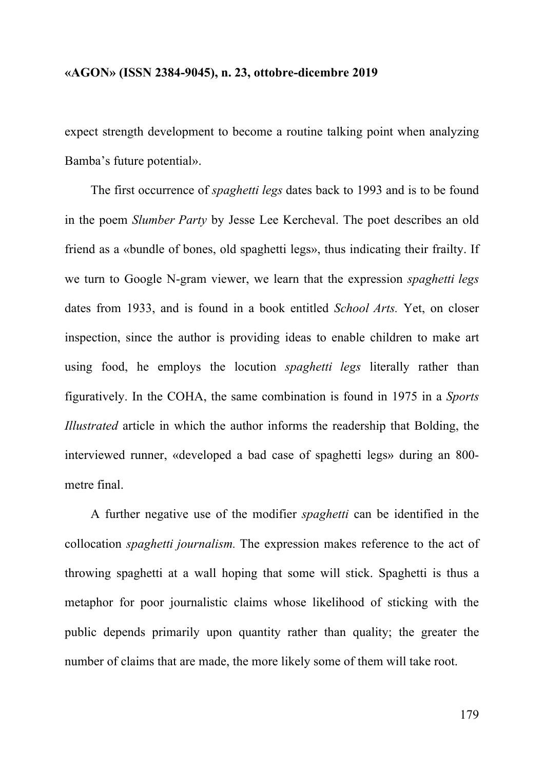expect strength development to become a routine talking point when analyzing Bamba's future potential».

The first occurrence of *spaghetti legs* dates back to 1993 and is to be found in the poem *Slumber Party* by Jesse Lee Kercheval. The poet describes an old friend as a «bundle of bones, old spaghetti legs», thus indicating their frailty. If we turn to Google N-gram viewer, we learn that the expression *spaghetti legs* dates from 1933, and is found in a book entitled *School Arts.* Yet, on closer inspection, since the author is providing ideas to enable children to make art using food, he employs the locution *spaghetti legs* literally rather than figuratively. In the COHA, the same combination is found in 1975 in a *Sports Illustrated* article in which the author informs the readership that Bolding, the interviewed runner, «developed a bad case of spaghetti legs» during an 800-metre final.

A further negative use of the modifier *spaghetti* can be identified in the collocation *spaghetti journalism.* The expression makes reference to the act of throwing spaghetti at a wall hoping that some will stick. Spaghetti is thus a metaphor for poor journalistic claims whose likelihood of sticking with the public depends primarily upon quantity rather than quality; the greater the number of claims that are made, the more likely some of them will take root.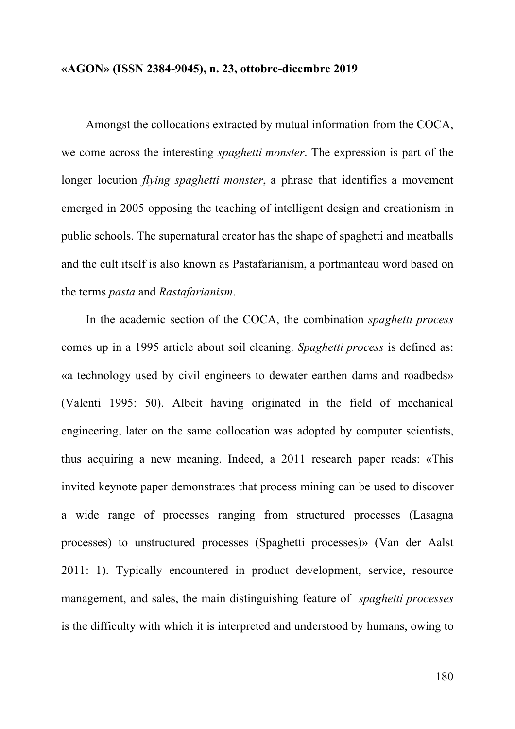Amongst the collocations extracted by mutual information from the COCA, we come across the interesting *spaghetti monster*. The expression is part of the longer locution *flying spaghetti monster*, a phrase that identifies a movement emerged in 2005 opposing the teaching of intelligent design and creationism in public schools. The supernatural creator has the shape of spaghetti and meatballs and the cult itself is also known as Pastafarianism, a portmanteau word based on the terms *pasta* and *Rastafarianism*.

In the academic section of the COCA, the combination *spaghetti process* comes up in a 1995 article about soil cleaning. *Spaghetti process* is defined as: «a technology used by civil engineers to dewater earthen dams and roadbeds» (Valenti 1995: 50). Albeit having originated in the field of mechanical engineering, later on the same collocation was adopted by computer scientists, thus acquiring a new meaning. Indeed, a 2011 research paper reads: «This invited keynote paper demonstrates that process mining can be used to discover a wide range of processes ranging from structured processes (Lasagna processes) to unstructured processes (Spaghetti processes)» (Van der Aalst 2011: 1). Typically encountered in product development, service, resource management, and sales, the main distinguishing feature of *spaghetti processes* is the difficulty with which it is interpreted and understood by humans, owing to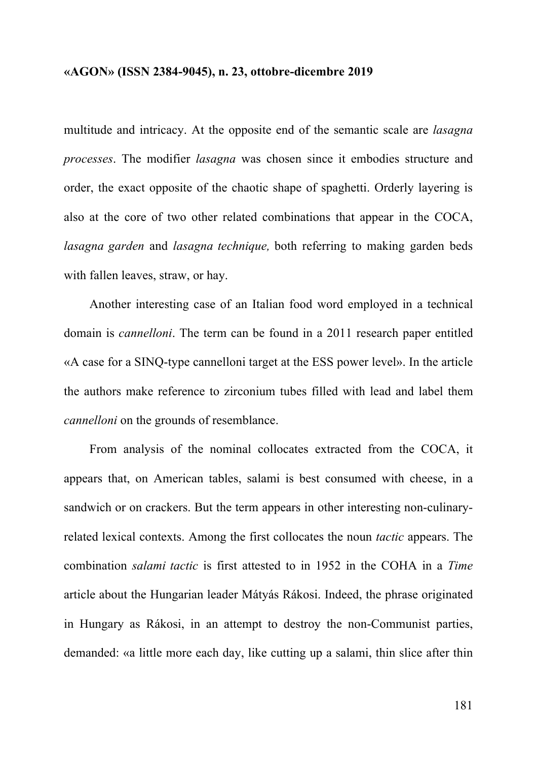multitude and intricacy. At the opposite end of the semantic scale are *lasagna processes*. The modifier *lasagna* was chosen since it embodies structure and order, the exact opposite of the chaotic shape of spaghetti. Orderly layering is also at the core of two other related combinations that appear in the COCA, *lasagna garden* and *lasagna technique,* both referring to making garden beds with fallen leaves, straw, or hay.

Another interesting case of an Italian food word employed in a technical domain is *cannelloni*. The term can be found in a 2011 research paper entitled «A case for a SINQ-type cannelloni target at the ESS power level». In the article the authors make reference to zirconium tubes filled with lead and label them *cannelloni* on the grounds of resemblance.

From analysis of the nominal collocates extracted from the COCA, it appears that, on American tables, salami is best consumed with cheese, in a sandwich or on crackers. But the term appears in other interesting non-culinary-related lexical contexts. Among the first collocates the noun *tactic* appears. The combination *salami tactic* is first attested to in 1952 in the COHA in a *Time* article about the Hungarian leader Mátyás Rákosi. Indeed, the phrase originated in Hungary as Rákosi, in an attempt to destroy the non-Communist parties, demanded: «a little more each day, like cutting up a salami, thin slice after thin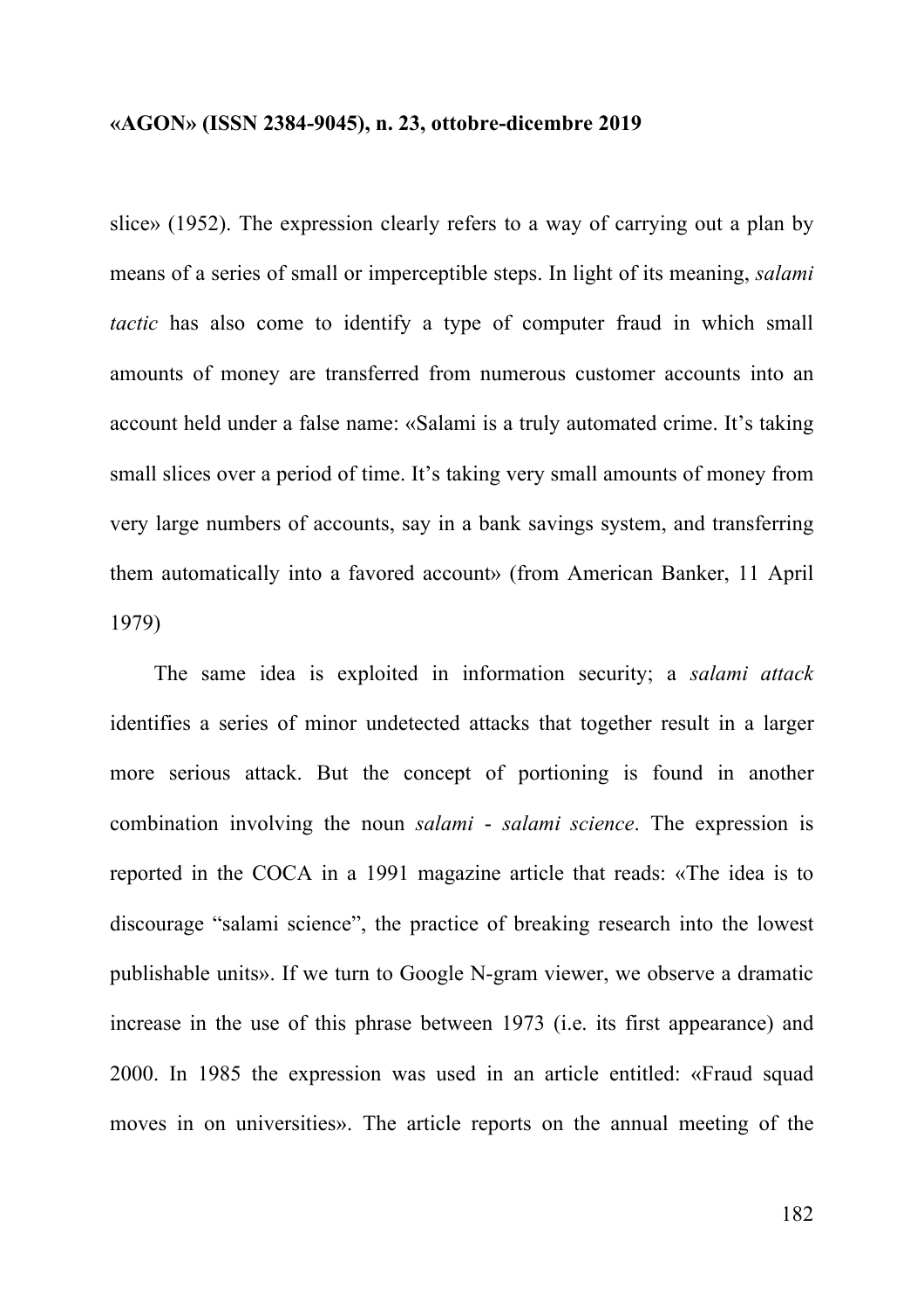slice» (1952). The expression clearly refers to a way of carrying out a plan by means of a series of small or imperceptible steps. In light of its meaning, *salami tactic* has also come to identify a type of computer fraud in which small amounts of money are transferred from numerous customer accounts into an account held under a false name: «Salami is a truly automated crime. It's taking small slices over a period of time. It's taking very small amounts of money from very large numbers of accounts, say in a bank savings system, and transferring them automatically into a favored account» (from American Banker, 11 April 1979)

The same idea is exploited in information security; a *salami attack* identifies a series of minor undetected attacks that together result in a larger more serious attack. But the concept of portioning is found in another combination involving the noun *salami* - *salami science*. The expression is reported in the COCA in a 1991 magazine article that reads: «The idea is to discourage "salami science", the practice of breaking research into the lowest publishable units». If we turn to Google N-gram viewer, we observe a dramatic increase in the use of this phrase between 1973 (i.e. its first appearance) and 2000. In 1985 the expression was used in an article entitled: «Fraud squad moves in on universities». The article reports on the annual meeting of the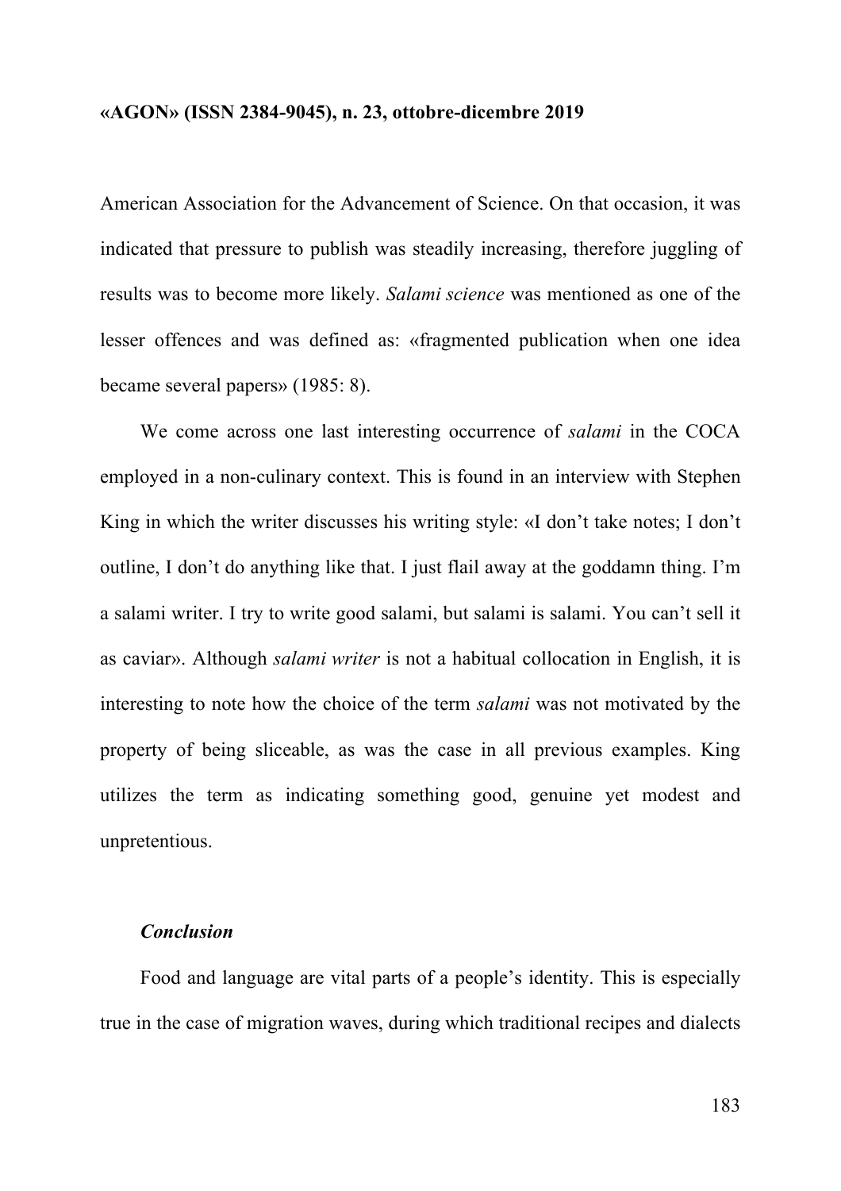American Association for the Advancement of Science. On that occasion, it was indicated that pressure to publish was steadily increasing, therefore juggling of results was to become more likely. *Salami science* was mentioned as one of the lesser offences and was defined as: «fragmented publication when one idea became several papers» (1985: 8).

We come across one last interesting occurrence of *salami* in the COCA employed in a non-culinary context. This is found in an interview with Stephen King in which the writer discusses his writing style: «I don't take notes; I don't outline, I don't do anything like that. I just flail away at the goddamn thing. I'm a salami writer. I try to write good salami, but salami is salami. You can't sell it as caviar». Although *salami writer* is not a habitual collocation in English, it is interesting to note how the choice of the term *salami* was not motivated by the property of being sliceable, as was the case in all previous examples. King utilizes the term as indicating something good, genuine yet modest and unpretentious.

### *Conclusion*

Food and language are vital parts of a people's identity. This is especially true in the case of migration waves, during which traditional recipes and dialects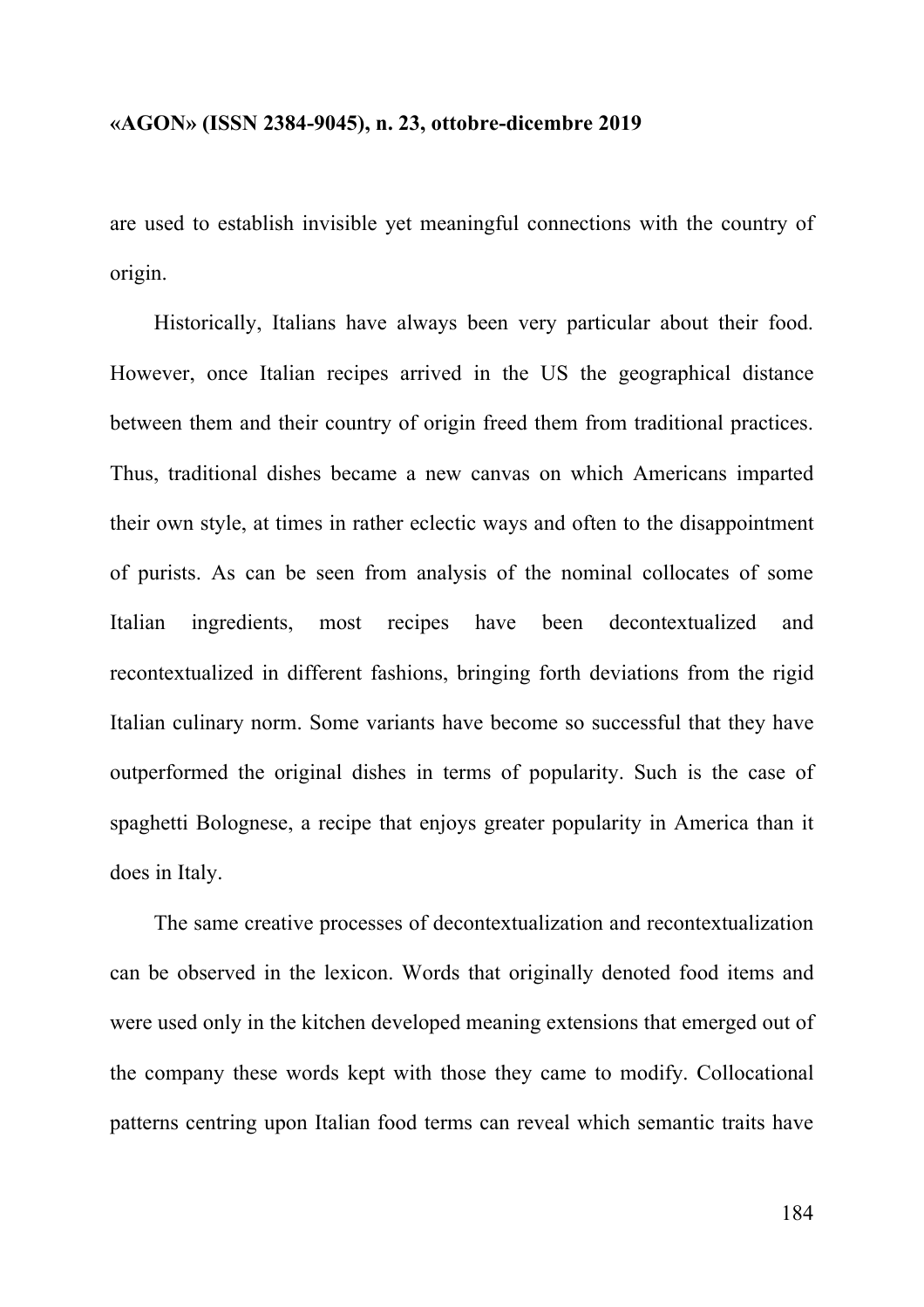are used to establish invisible yet meaningful connections with the country of origin.

Historically, Italians have always been very particular about their food. However, once Italian recipes arrived in the US the geographical distance between them and their country of origin freed them from traditional practices. Thus, traditional dishes became a new canvas on which Americans imparted their own style, at times in rather eclectic ways and often to the disappointment of purists. As can be seen from analysis of the nominal collocates of some Italian ingredients, most recipes have been decontextualized and recontextualized in different fashions, bringing forth deviations from the rigid Italian culinary norm. Some variants have become so successful that they have outperformed the original dishes in terms of popularity. Such is the case of spaghetti Bolognese, a recipe that enjoys greater popularity in America than it does in Italy.

The same creative processes of decontextualization and recontextualization can be observed in the lexicon. Words that originally denoted food items and were used only in the kitchen developed meaning extensions that emerged out of the company these words kept with those they came to modify. Collocational patterns centring upon Italian food terms can reveal which semantic traits have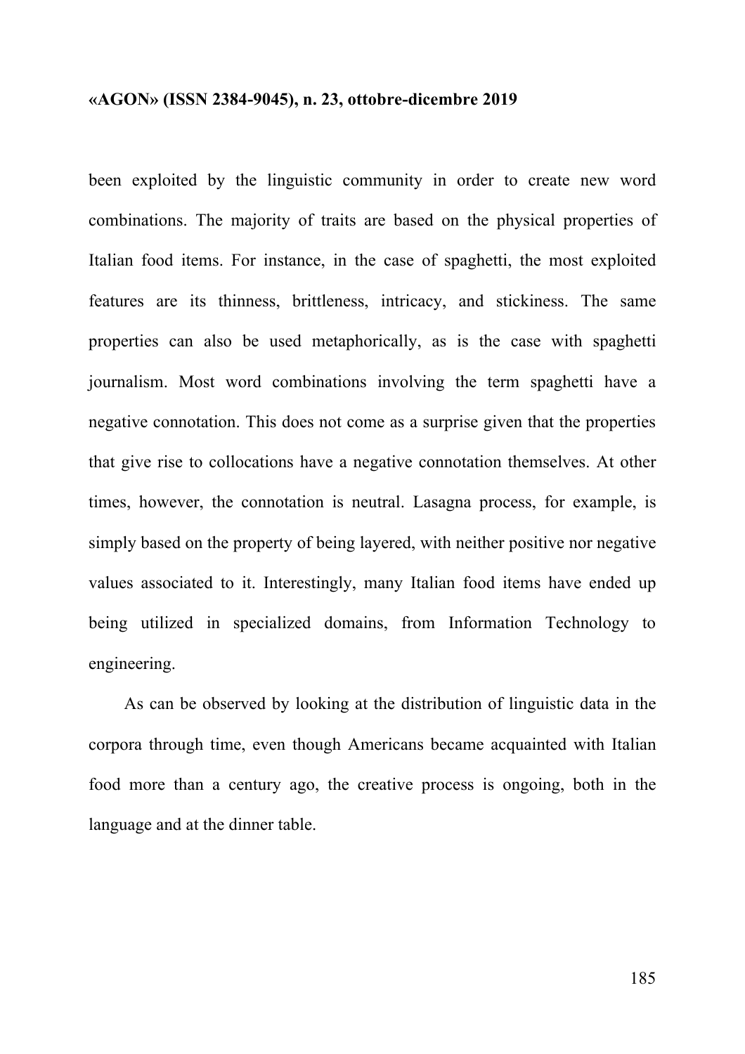been exploited by the linguistic community in order to create new word combinations. The majority of traits are based on the physical properties of Italian food items. For instance, in the case of spaghetti, the most exploited features are its thinness, brittleness, intricacy, and stickiness. The same properties can also be used metaphorically, as is the case with spaghetti journalism. Most word combinations involving the term spaghetti have a negative connotation. This does not come as a surprise given that the properties that give rise to collocations have a negative connotation themselves. At other times, however, the connotation is neutral. Lasagna process, for example, is simply based on the property of being layered, with neither positive nor negative values associated to it. Interestingly, many Italian food items have ended up being utilized in specialized domains, from Information Technology to engineering.

As can be observed by looking at the distribution of linguistic data in the corpora through time, even though Americans became acquainted with Italian food more than a century ago, the creative process is ongoing, both in the language and at the dinner table.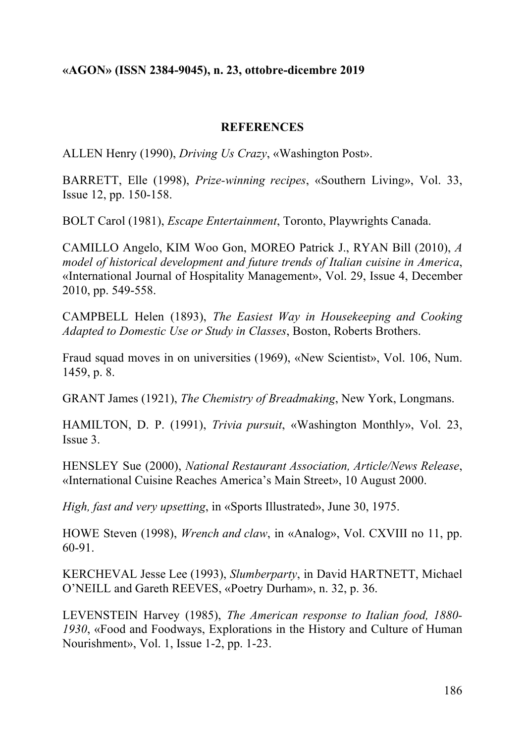## REFERENCES

ALLEN Henry (1990), *Driving Us Crazy*, «Washington Post».

BARRETT, Elle (1998), *Prize-winning recipes*, «Southern Living», Vol. 33, Issue 12, pp. 150-158.

BOLT Carol (1981), *Escape Entertainment*, Toronto, Playwrights Canada.

CAMILLO Angelo, KIM Woo Gon, MOREO Patrick J., RYAN Bill (2010), *A model of historical development and future trends of Italian cuisine in America*, «International Journal of Hospitality Management», Vol. 29, Issue 4, December 2010, pp. 549-558.

CAMPBELL Helen (1893), *The Easiest Way in Housekeeping and Cooking Adapted to Domestic Use or Study in Classes*, Boston, Roberts Brothers.

Fraud squad moves in on universities (1969), «New Scientist», Vol. 106, Num. 1459, p. 8.

GRANT James (1921), *The Chemistry of Breadmaking*, New York, Longmans.

HAMILTON, D. P. (1991), *Trivia pursuit*, «Washington Monthly», Vol. 23, Issue 3.

HENSLEY Sue (2000), *National Restaurant Association, Article/News Release*, «International Cuisine Reaches America's Main Street», 10 August 2000.

*High, fast and very upsetting*, in «Sports Illustrated», June 30, 1975.

HOWE Steven (1998), *Wrench and claw*, in «Analog», Vol. CXVIII no 11, pp. 60-91.

KERCHEVAL Jesse Lee (1993), *Slumberparty*, in David HARTNETT, Michael O'NEILL and Gareth REEVES, «Poetry Durham», n. 32, p. 36.

LEVENSTEIN Harvey (1985), *The American response to Italian food, 1880-1930*, «Food and Foodways, Explorations in the History and Culture of Human Nourishment», Vol. 1, Issue 1-2, pp. 1-23.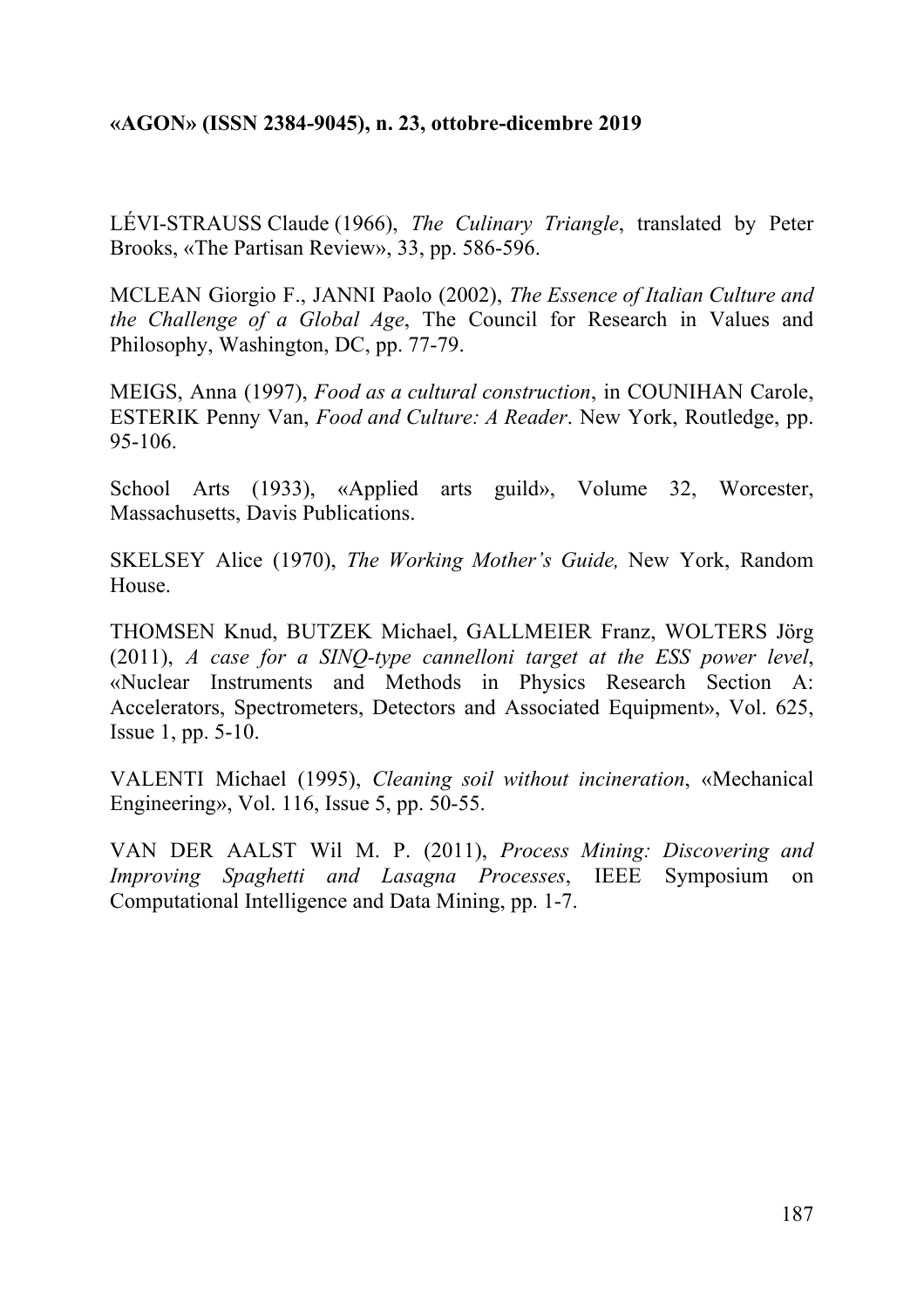LÉVI-STRAUSS Claude (1966), *The Culinary Triangle*, translated by Peter Brooks, «The Partisan Review», 33, pp. 586-596.

MCLEAN Giorgio F., JANNI Paolo (2002), *The Essence of Italian Culture and the Challenge of a Global Age*, The Council for Research in Values and Philosophy, Washington, DC, pp. 77-79.

MEIGS, Anna (1997), *Food as a cultural construction*, in COUNIHAN Carole, ESTERIK Penny Van, *Food and Culture: A Reader*. New York, Routledge, pp. 95-106.

School Arts (1933), «Applied arts guild», Volume 32, Worcester, Massachusetts, Davis Publications.

SKELSEY Alice (1970), *The Working Mother's Guide,* New York, Random House.

THOMSEN Knud, BUTZEK Michael, GALLMEIER Franz, WOLTERS Jörg (2011), *A case for a SINQ-type cannelloni target at the ESS power level*, «Nuclear Instruments and Methods in Physics Research Section A: Accelerators, Spectrometers, Detectors and Associated Equipment», Vol. 625, Issue 1, pp. 5-10.

VALENTI Michael (1995), *Cleaning soil without incineration*, «Mechanical Engineering», Vol. 116, Issue 5, pp. 50-55.

VAN DER AALST Wil M. P. (2011), *Process Mining: Discovering and Improving Spaghetti and Lasagna Processes*, IEEE Symposium on Computational Intelligence and Data Mining, pp. 1-7.